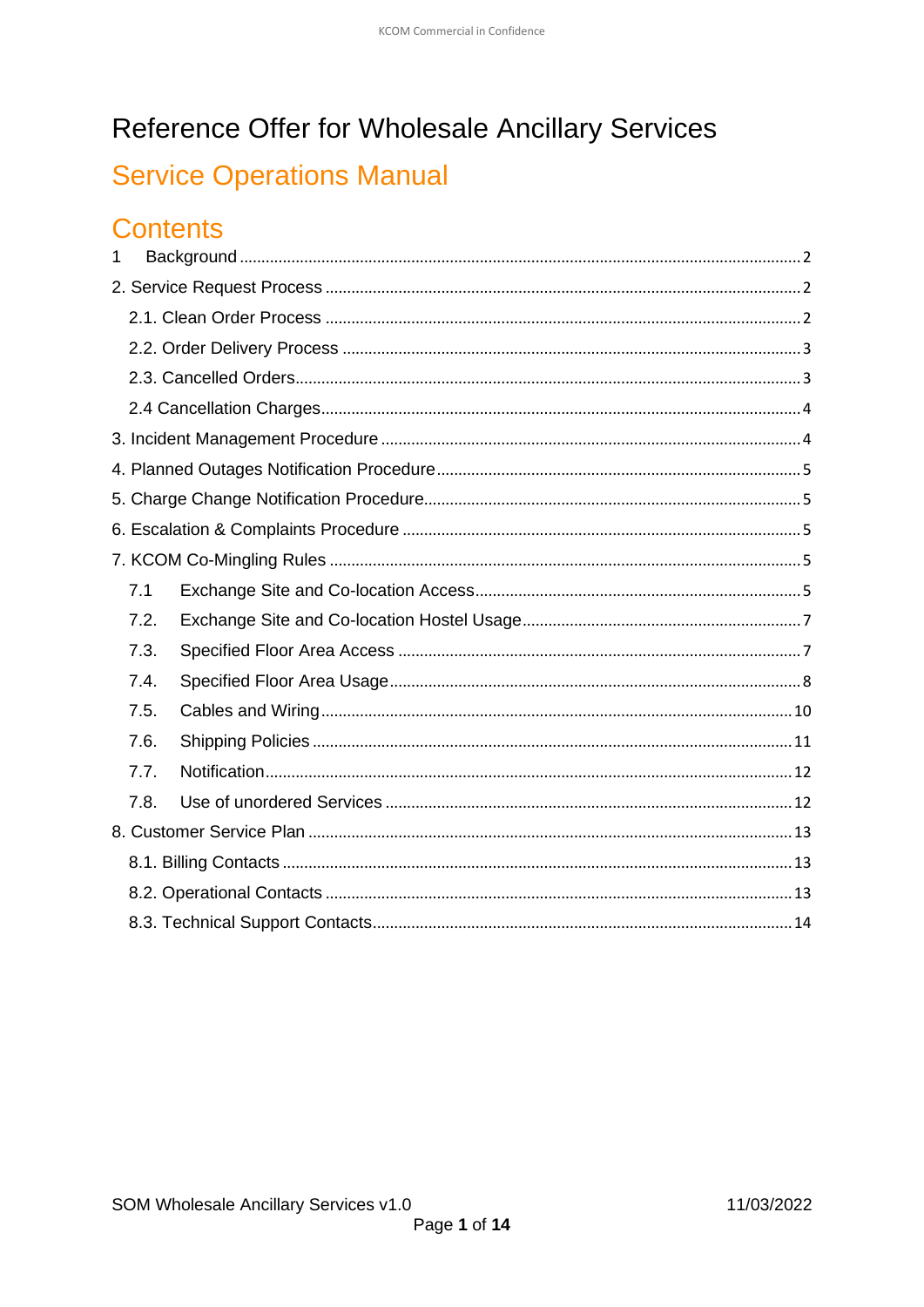# Reference Offer for Wholesale Ancillary Services

## Service Operations Manual

## Contents

1 Background ..... 2

2. Service Request Process ..... 2

  2.1. Clean Order Process ..... 2

  2.2. Order Delivery Process ..... 3

  2.3. Cancelled Orders ..... 3

  2.4 Cancellation Charges ..... 4

3. Incident Management Procedure ..... 4

4. Planned Outages Notification Procedure ..... 5

5. Charge Change Notification Procedure ..... 5

6. Escalation & Complaints Procedure ..... 5

7. KCOM Co-Mingling Rules ..... 5

  7.1 Exchange Site and Co-location Access ..... 5

  7.2. Exchange Site and Co-location Hostel Usage ..... 7

  7.3. Specified Floor Area Access ..... 7

  7.4. Specified Floor Area Usage ..... 8

  7.5. Cables and Wiring ..... 10

  7.6. Shipping Policies ..... 11

  7.7. Notification ..... 12

  7.8. Use of unordered Services ..... 12

8. Customer Service Plan ..... 13

  8.1. Billing Contacts ..... 13

  8.2. Operational Contacts ..... 13

  8.3. Technical Support Contacts ..... 14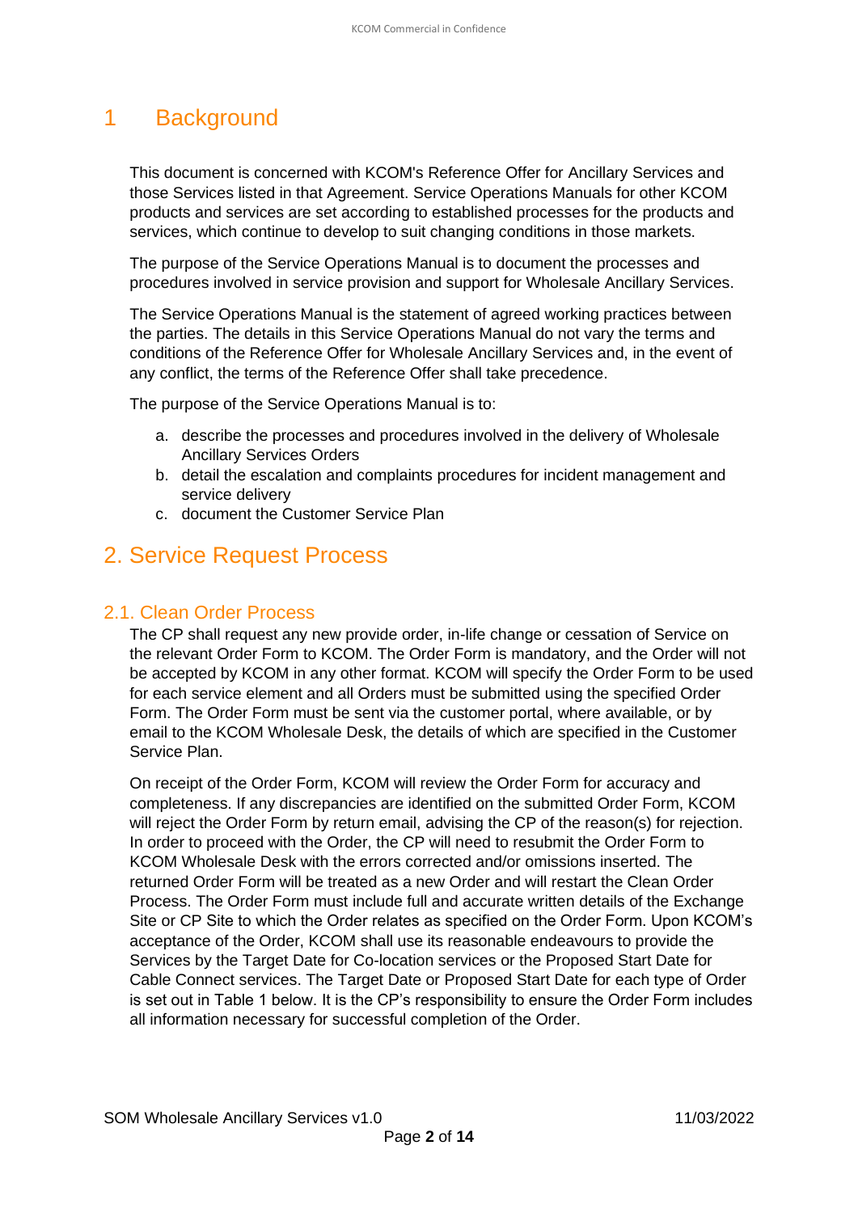# 1 Background

This document is concerned with KCOM's Reference Offer for Ancillary Services and those Services listed in that Agreement. Service Operations Manuals for other KCOM products and services are set according to established processes for the products and services, which continue to develop to suit changing conditions in those markets.

The purpose of the Service Operations Manual is to document the processes and procedures involved in service provision and support for Wholesale Ancillary Services.

The Service Operations Manual is the statement of agreed working practices between the parties. The details in this Service Operations Manual do not vary the terms and conditions of the Reference Offer for Wholesale Ancillary Services and, in the event of any conflict, the terms of the Reference Offer shall take precedence.

The purpose of the Service Operations Manual is to:

a. describe the processes and procedures involved in the delivery of Wholesale Ancillary Services Orders
b. detail the escalation and complaints procedures for incident management and service delivery
c. document the Customer Service Plan

# 2. Service Request Process

## 2.1. Clean Order Process

The CP shall request any new provide order, in-life change or cessation of Service on the relevant Order Form to KCOM. The Order Form is mandatory, and the Order will not be accepted by KCOM in any other format. KCOM will specify the Order Form to be used for each service element and all Orders must be submitted using the specified Order Form. The Order Form must be sent via the customer portal, where available, or by email to the KCOM Wholesale Desk, the details of which are specified in the Customer Service Plan.

On receipt of the Order Form, KCOM will review the Order Form for accuracy and completeness. If any discrepancies are identified on the submitted Order Form, KCOM will reject the Order Form by return email, advising the CP of the reason(s) for rejection. In order to proceed with the Order, the CP will need to resubmit the Order Form to KCOM Wholesale Desk with the errors corrected and/or omissions inserted. The returned Order Form will be treated as a new Order and will restart the Clean Order Process. The Order Form must include full and accurate written details of the Exchange Site or CP Site to which the Order relates as specified on the Order Form. Upon KCOM's acceptance of the Order, KCOM shall use its reasonable endeavours to provide the Services by the Target Date for Co-location services or the Proposed Start Date for Cable Connect services. The Target Date or Proposed Start Date for each type of Order is set out in Table 1 below. It is the CP's responsibility to ensure the Order Form includes all information necessary for successful completion of the Order.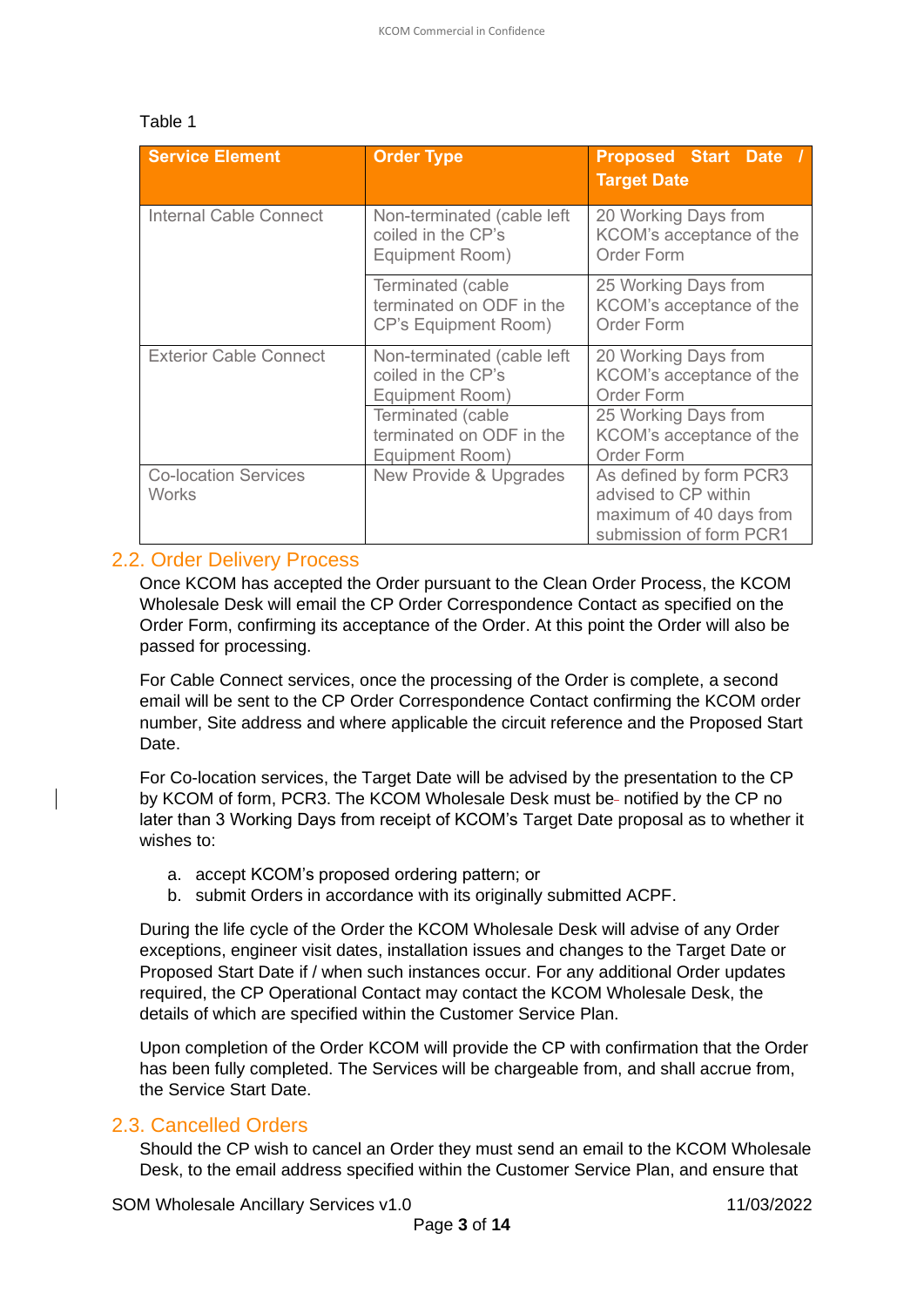Table 1

| Service Element | Order Type | Proposed Start Date / Target Date |
|---|---|---|
| Internal Cable Connect | Non-terminated (cable left coiled in the CP's Equipment Room) | 20 Working Days from KCOM's acceptance of the Order Form |
| | Terminated (cable terminated on ODF in the CP's Equipment Room) | 25 Working Days from KCOM's acceptance of the Order Form |
| Exterior Cable Connect | Non-terminated (cable left coiled in the CP's Equipment Room) | 20 Working Days from KCOM's acceptance of the Order Form |
| | Terminated (cable terminated on ODF in the Equipment Room) | 25 Working Days from KCOM's acceptance of the Order Form |
| Co-location Services Works | New Provide & Upgrades | As defined by form PCR3 advised to CP within maximum of 40 days from submission of form PCR1 |

## 2.2. Order Delivery Process

Once KCOM has accepted the Order pursuant to the Clean Order Process, the KCOM Wholesale Desk will email the CP Order Correspondence Contact as specified on the Order Form, confirming its acceptance of the Order. At this point the Order will also be passed for processing.

For Cable Connect services, once the processing of the Order is complete, a second email will be sent to the CP Order Correspondence Contact confirming the KCOM order number, Site address and where applicable the circuit reference and the Proposed Start Date.

For Co-location services, the Target Date will be advised by the presentation to the CP by KCOM of form, PCR3. The KCOM Wholesale Desk must be notified by the CP no later than 3 Working Days from receipt of KCOM's Target Date proposal as to whether it wishes to:

a. accept KCOM's proposed ordering pattern; or
b. submit Orders in accordance with its originally submitted ACPF.

During the life cycle of the Order the KCOM Wholesale Desk will advise of any Order exceptions, engineer visit dates, installation issues and changes to the Target Date or Proposed Start Date if / when such instances occur. For any additional Order updates required, the CP Operational Contact may contact the KCOM Wholesale Desk, the details of which are specified within the Customer Service Plan.

Upon completion of the Order KCOM will provide the CP with confirmation that the Order has been fully completed. The Services will be chargeable from, and shall accrue from, the Service Start Date.

## 2.3. Cancelled Orders

Should the CP wish to cancel an Order they must send an email to the KCOM Wholesale Desk, to the email address specified within the Customer Service Plan, and ensure that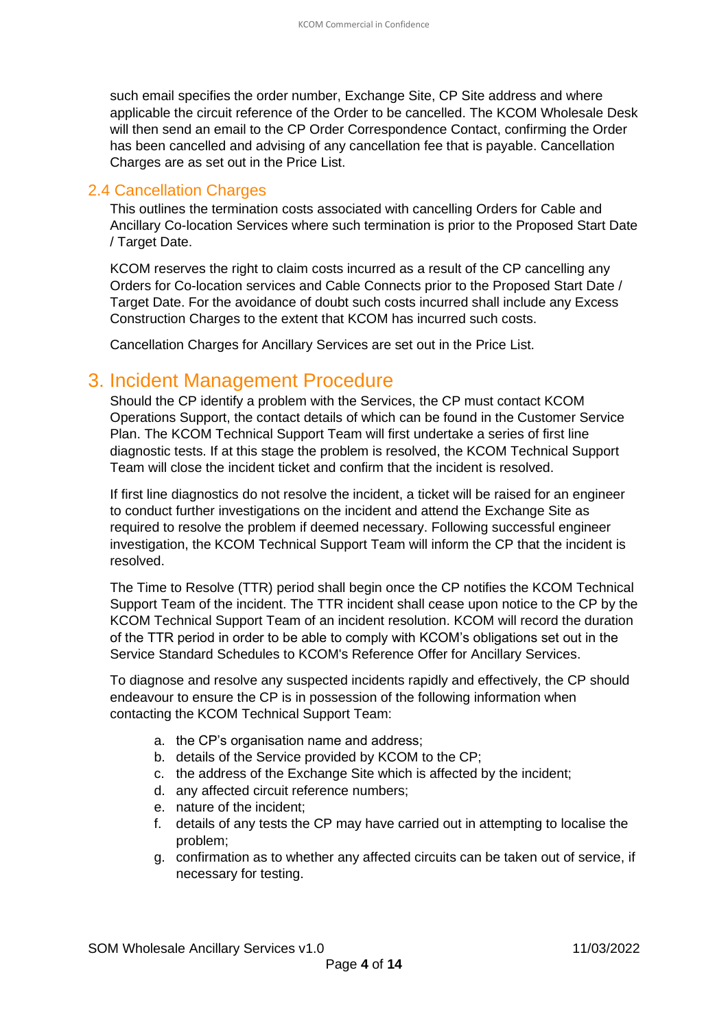such email specifies the order number, Exchange Site, CP Site address and where applicable the circuit reference of the Order to be cancelled. The KCOM Wholesale Desk will then send an email to the CP Order Correspondence Contact, confirming the Order has been cancelled and advising of any cancellation fee that is payable. Cancellation Charges are as set out in the Price List.

## 2.4 Cancellation Charges

This outlines the termination costs associated with cancelling Orders for Cable and Ancillary Co-location Services where such termination is prior to the Proposed Start Date / Target Date.

KCOM reserves the right to claim costs incurred as a result of the CP cancelling any Orders for Co-location services and Cable Connects prior to the Proposed Start Date / Target Date. For the avoidance of doubt such costs incurred shall include any Excess Construction Charges to the extent that KCOM has incurred such costs.

Cancellation Charges for Ancillary Services are set out in the Price List.

# 3. Incident Management Procedure

Should the CP identify a problem with the Services, the CP must contact KCOM Operations Support, the contact details of which can be found in the Customer Service Plan. The KCOM Technical Support Team will first undertake a series of first line diagnostic tests. If at this stage the problem is resolved, the KCOM Technical Support Team will close the incident ticket and confirm that the incident is resolved.

If first line diagnostics do not resolve the incident, a ticket will be raised for an engineer to conduct further investigations on the incident and attend the Exchange Site as required to resolve the problem if deemed necessary. Following successful engineer investigation, the KCOM Technical Support Team will inform the CP that the incident is resolved.

The Time to Resolve (TTR) period shall begin once the CP notifies the KCOM Technical Support Team of the incident. The TTR incident shall cease upon notice to the CP by the KCOM Technical Support Team of an incident resolution. KCOM will record the duration of the TTR period in order to be able to comply with KCOM's obligations set out in the Service Standard Schedules to KCOM's Reference Offer for Ancillary Services.

To diagnose and resolve any suspected incidents rapidly and effectively, the CP should endeavour to ensure the CP is in possession of the following information when contacting the KCOM Technical Support Team:

a. the CP's organisation name and address;
b. details of the Service provided by KCOM to the CP;
c. the address of the Exchange Site which is affected by the incident;
d. any affected circuit reference numbers;
e. nature of the incident;
f. details of any tests the CP may have carried out in attempting to localise the problem;
g. confirmation as to whether any affected circuits can be taken out of service, if necessary for testing.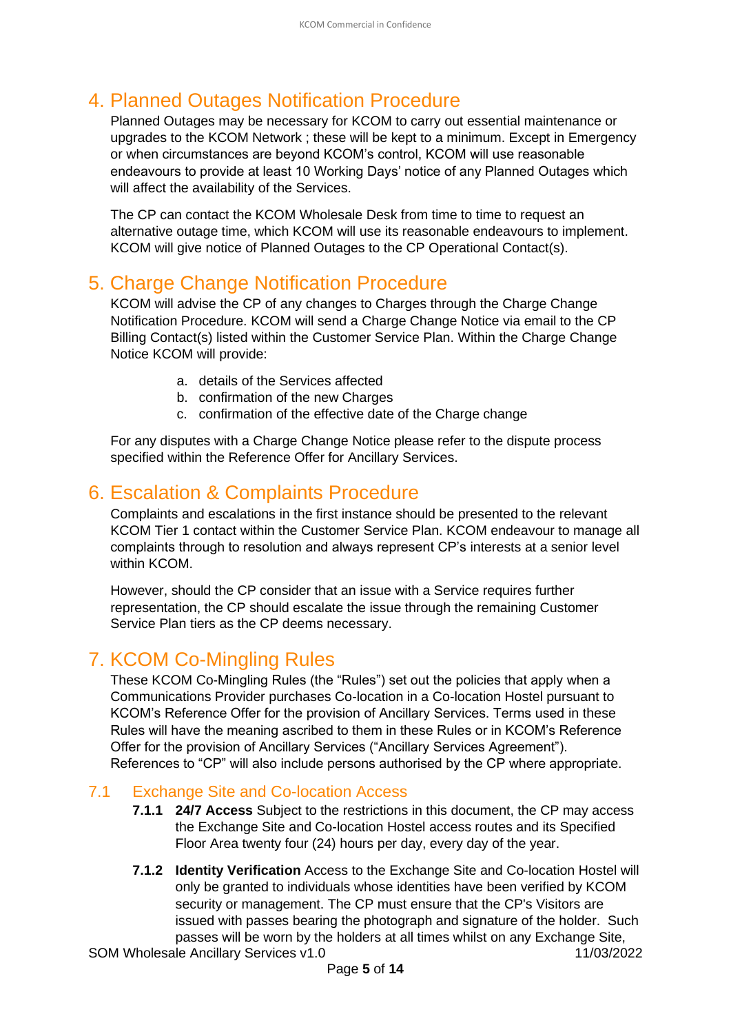# 4. Planned Outages Notification Procedure

Planned Outages may be necessary for KCOM to carry out essential maintenance or upgrades to the KCOM Network ; these will be kept to a minimum. Except in Emergency or when circumstances are beyond KCOM's control, KCOM will use reasonable endeavours to provide at least 10 Working Days' notice of any Planned Outages which will affect the availability of the Services.

The CP can contact the KCOM Wholesale Desk from time to time to request an alternative outage time, which KCOM will use its reasonable endeavours to implement. KCOM will give notice of Planned Outages to the CP Operational Contact(s).

# 5. Charge Change Notification Procedure

KCOM will advise the CP of any changes to Charges through the Charge Change Notification Procedure. KCOM will send a Charge Change Notice via email to the CP Billing Contact(s) listed within the Customer Service Plan. Within the Charge Change Notice KCOM will provide:

a. details of the Services affected
b. confirmation of the new Charges
c. confirmation of the effective date of the Charge change

For any disputes with a Charge Change Notice please refer to the dispute process specified within the Reference Offer for Ancillary Services.

# 6. Escalation & Complaints Procedure

Complaints and escalations in the first instance should be presented to the relevant KCOM Tier 1 contact within the Customer Service Plan. KCOM endeavour to manage all complaints through to resolution and always represent CP's interests at a senior level within KCOM.

However, should the CP consider that an issue with a Service requires further representation, the CP should escalate the issue through the remaining Customer Service Plan tiers as the CP deems necessary.

# 7. KCOM Co-Mingling Rules

These KCOM Co-Mingling Rules (the "Rules") set out the policies that apply when a Communications Provider purchases Co-location in a Co-location Hostel pursuant to KCOM's Reference Offer for the provision of Ancillary Services. Terms used in these Rules will have the meaning ascribed to them in these Rules or in KCOM's Reference Offer for the provision of Ancillary Services ("Ancillary Services Agreement"). References to "CP" will also include persons authorised by the CP where appropriate.

## 7.1 Exchange Site and Co-location Access

**7.1.1 24/7 Access** Subject to the restrictions in this document, the CP may access the Exchange Site and Co-location Hostel access routes and its Specified Floor Area twenty four (24) hours per day, every day of the year.

**7.1.2 Identity Verification** Access to the Exchange Site and Co-location Hostel will only be granted to individuals whose identities have been verified by KCOM security or management. The CP must ensure that the CP's Visitors are issued with passes bearing the photograph and signature of the holder. Such passes will be worn by the holders at all times whilst on any Exchange Site,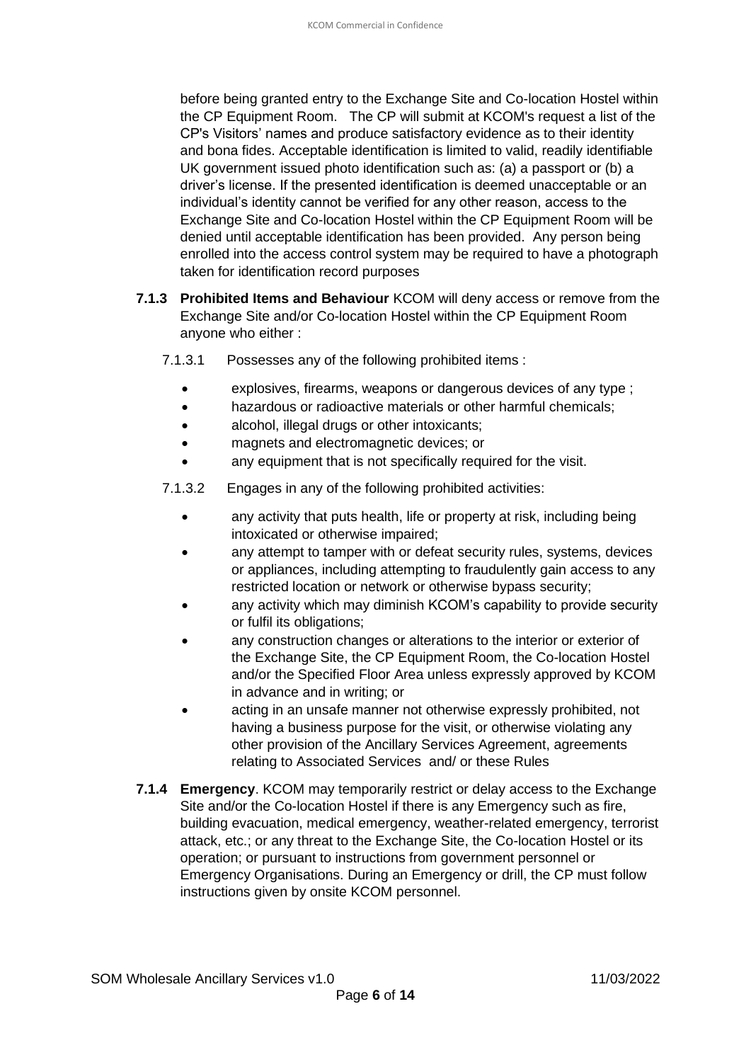before being granted entry to the Exchange Site and Co-location Hostel within the CP Equipment Room. The CP will submit at KCOM's request a list of the CP's Visitors' names and produce satisfactory evidence as to their identity and bona fides. Acceptable identification is limited to valid, readily identifiable UK government issued photo identification such as: (a) a passport or (b) a driver's license. If the presented identification is deemed unacceptable or an individual's identity cannot be verified for any other reason, access to the Exchange Site and Co-location Hostel within the CP Equipment Room will be denied until acceptable identification has been provided. Any person being enrolled into the access control system may be required to have a photograph taken for identification record purposes

**7.1.3 Prohibited Items and Behaviour** KCOM will deny access or remove from the Exchange Site and/or Co-location Hostel within the CP Equipment Room anyone who either :

7.1.3.1 Possesses any of the following prohibited items :

- explosives, firearms, weapons or dangerous devices of any type ;
- hazardous or radioactive materials or other harmful chemicals;
- alcohol, illegal drugs or other intoxicants;
- magnets and electromagnetic devices; or
- any equipment that is not specifically required for the visit.

7.1.3.2 Engages in any of the following prohibited activities:

- any activity that puts health, life or property at risk, including being intoxicated or otherwise impaired;
- any attempt to tamper with or defeat security rules, systems, devices or appliances, including attempting to fraudulently gain access to any restricted location or network or otherwise bypass security;
- any activity which may diminish KCOM's capability to provide security or fulfil its obligations;
- any construction changes or alterations to the interior or exterior of the Exchange Site, the CP Equipment Room, the Co-location Hostel and/or the Specified Floor Area unless expressly approved by KCOM in advance and in writing; or
- acting in an unsafe manner not otherwise expressly prohibited, not having a business purpose for the visit, or otherwise violating any other provision of the Ancillary Services Agreement, agreements relating to Associated Services and/ or these Rules

**7.1.4 Emergency**. KCOM may temporarily restrict or delay access to the Exchange Site and/or the Co-location Hostel if there is any Emergency such as fire, building evacuation, medical emergency, weather-related emergency, terrorist attack, etc.; or any threat to the Exchange Site, the Co-location Hostel or its operation; or pursuant to instructions from government personnel or Emergency Organisations. During an Emergency or drill, the CP must follow instructions given by onsite KCOM personnel.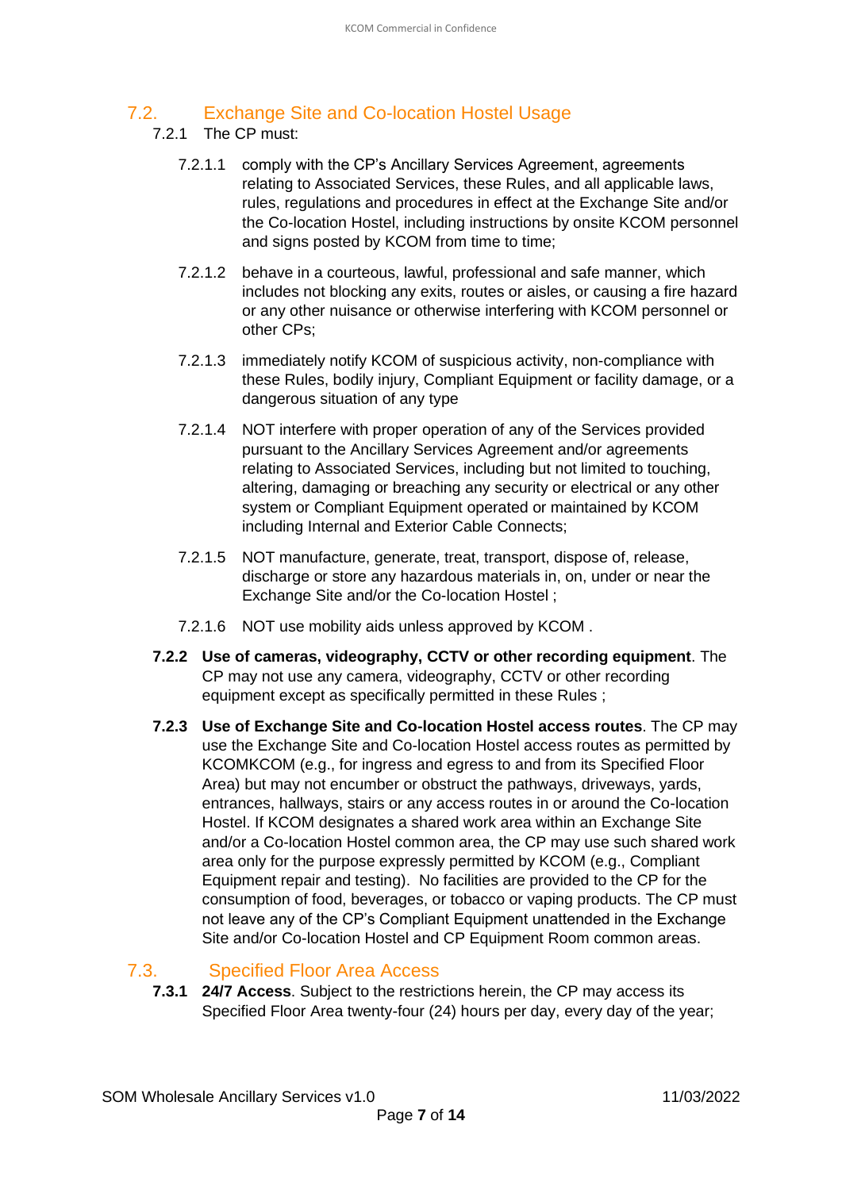## 7.2. Exchange Site and Co-location Hostel Usage

7.2.1 The CP must:

7.2.1.1 comply with the CP's Ancillary Services Agreement, agreements relating to Associated Services, these Rules, and all applicable laws, rules, regulations and procedures in effect at the Exchange Site and/or the Co-location Hostel, including instructions by onsite KCOM personnel and signs posted by KCOM from time to time;

7.2.1.2 behave in a courteous, lawful, professional and safe manner, which includes not blocking any exits, routes or aisles, or causing a fire hazard or any other nuisance or otherwise interfering with KCOM personnel or other CPs;

7.2.1.3 immediately notify KCOM of suspicious activity, non-compliance with these Rules, bodily injury, Compliant Equipment or facility damage, or a dangerous situation of any type

7.2.1.4 NOT interfere with proper operation of any of the Services provided pursuant to the Ancillary Services Agreement and/or agreements relating to Associated Services, including but not limited to touching, altering, damaging or breaching any security or electrical or any other system or Compliant Equipment operated or maintained by KCOM including Internal and Exterior Cable Connects;

7.2.1.5 NOT manufacture, generate, treat, transport, dispose of, release, discharge or store any hazardous materials in, on, under or near the Exchange Site and/or the Co-location Hostel ;

7.2.1.6 NOT use mobility aids unless approved by KCOM .

**7.2.2 Use of cameras, videography, CCTV or other recording equipment**. The CP may not use any camera, videography, CCTV or other recording equipment except as specifically permitted in these Rules ;

**7.2.3 Use of Exchange Site and Co-location Hostel access routes**. The CP may use the Exchange Site and Co-location Hostel access routes as permitted by KCOMKCOM (e.g., for ingress and egress to and from its Specified Floor Area) but may not encumber or obstruct the pathways, driveways, yards, entrances, hallways, stairs or any access routes in or around the Co-location Hostel. If KCOM designates a shared work area within an Exchange Site and/or a Co-location Hostel common area, the CP may use such shared work area only for the purpose expressly permitted by KCOM (e.g., Compliant Equipment repair and testing). No facilities are provided to the CP for the consumption of food, beverages, or tobacco or vaping products. The CP must not leave any of the CP's Compliant Equipment unattended in the Exchange Site and/or Co-location Hostel and CP Equipment Room common areas.

## 7.3. Specified Floor Area Access

**7.3.1 24/7 Access**. Subject to the restrictions herein, the CP may access its Specified Floor Area twenty-four (24) hours per day, every day of the year;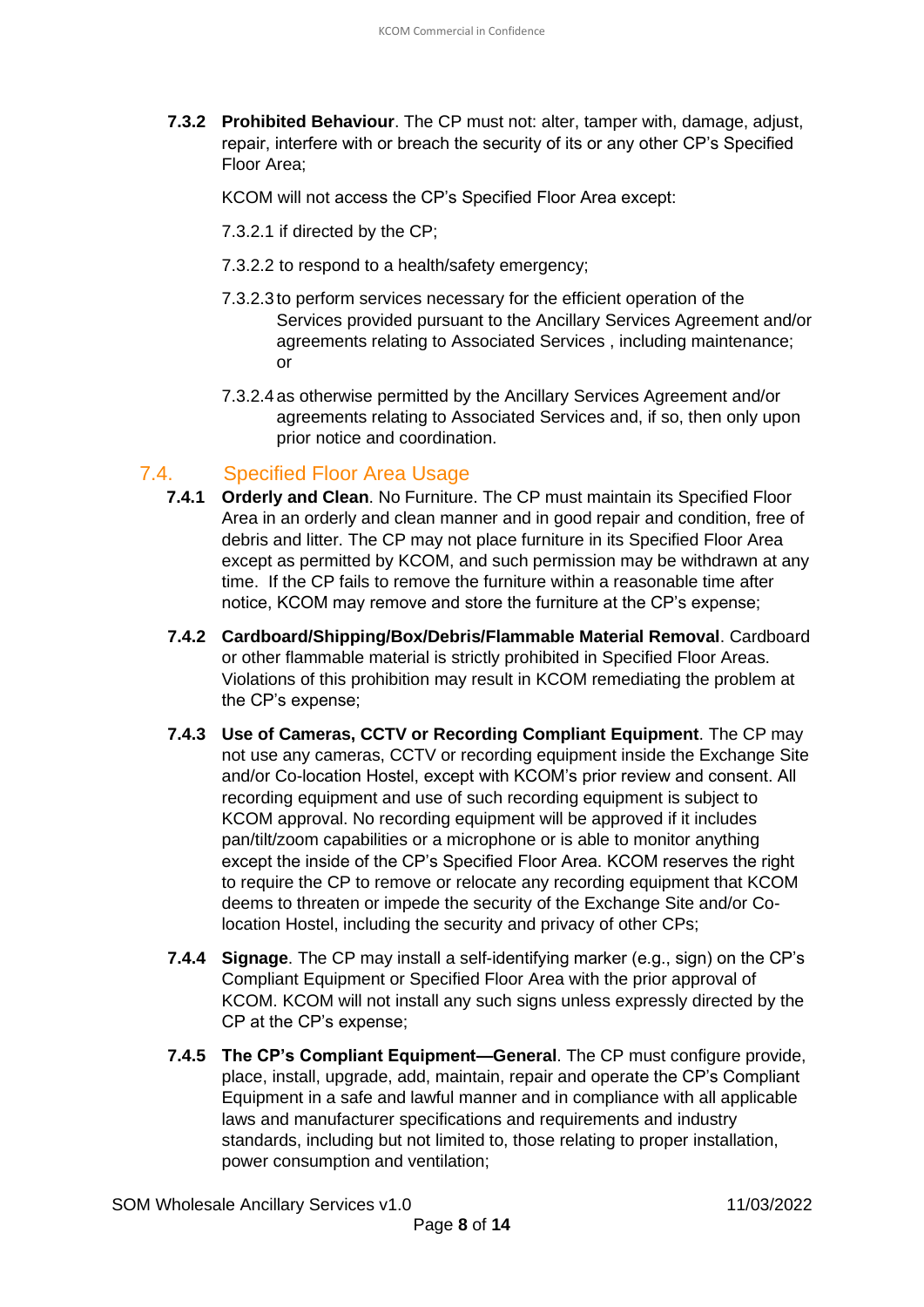**7.3.2 Prohibited Behaviour**. The CP must not: alter, tamper with, damage, adjust, repair, interfere with or breach the security of its or any other CP's Specified Floor Area;

KCOM will not access the CP's Specified Floor Area except:

7.3.2.1 if directed by the CP;

7.3.2.2 to respond to a health/safety emergency;

7.3.2.3 to perform services necessary for the efficient operation of the Services provided pursuant to the Ancillary Services Agreement and/or agreements relating to Associated Services , including maintenance; or

7.3.2.4 as otherwise permitted by the Ancillary Services Agreement and/or agreements relating to Associated Services and, if so, then only upon prior notice and coordination.

## 7.4. Specified Floor Area Usage

**7.4.1 Orderly and Clean**. No Furniture. The CP must maintain its Specified Floor Area in an orderly and clean manner and in good repair and condition, free of debris and litter. The CP may not place furniture in its Specified Floor Area except as permitted by KCOM, and such permission may be withdrawn at any time. If the CP fails to remove the furniture within a reasonable time after notice, KCOM may remove and store the furniture at the CP's expense;

**7.4.2 Cardboard/Shipping/Box/Debris/Flammable Material Removal**. Cardboard or other flammable material is strictly prohibited in Specified Floor Areas. Violations of this prohibition may result in KCOM remediating the problem at the CP's expense;

**7.4.3 Use of Cameras, CCTV or Recording Compliant Equipment**. The CP may not use any cameras, CCTV or recording equipment inside the Exchange Site and/or Co-location Hostel, except with KCOM's prior review and consent. All recording equipment and use of such recording equipment is subject to KCOM approval. No recording equipment will be approved if it includes pan/tilt/zoom capabilities or a microphone or is able to monitor anything except the inside of the CP's Specified Floor Area. KCOM reserves the right to require the CP to remove or relocate any recording equipment that KCOM deems to threaten or impede the security of the Exchange Site and/or Co-location Hostel, including the security and privacy of other CPs;

**7.4.4 Signage**. The CP may install a self-identifying marker (e.g., sign) on the CP's Compliant Equipment or Specified Floor Area with the prior approval of KCOM. KCOM will not install any such signs unless expressly directed by the CP at the CP's expense;

**7.4.5 The CP's Compliant Equipment—General**. The CP must configure provide, place, install, upgrade, add, maintain, repair and operate the CP's Compliant Equipment in a safe and lawful manner and in compliance with all applicable laws and manufacturer specifications and requirements and industry standards, including but not limited to, those relating to proper installation, power consumption and ventilation;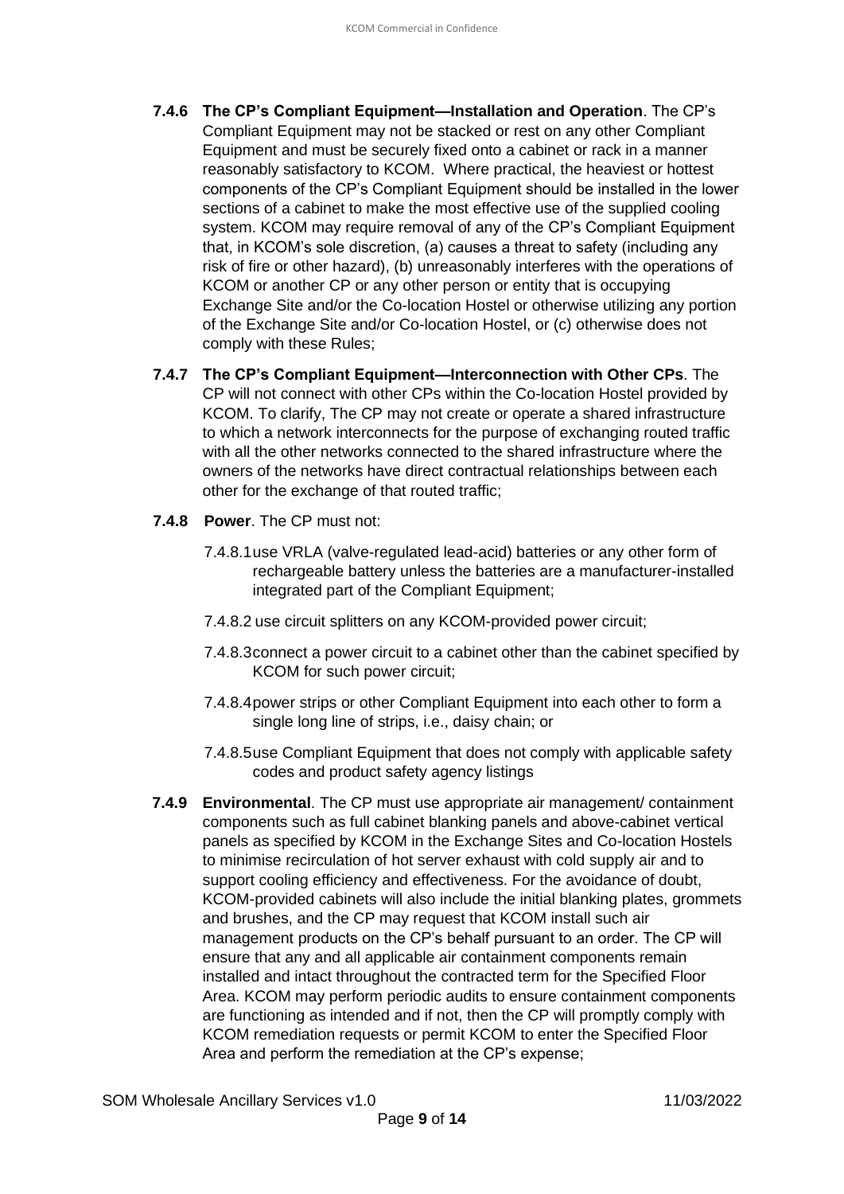**7.4.6 The CP's Compliant Equipment—Installation and Operation**. The CP's Compliant Equipment may not be stacked or rest on any other Compliant Equipment and must be securely fixed onto a cabinet or rack in a manner reasonably satisfactory to KCOM. Where practical, the heaviest or hottest components of the CP's Compliant Equipment should be installed in the lower sections of a cabinet to make the most effective use of the supplied cooling system. KCOM may require removal of any of the CP's Compliant Equipment that, in KCOM's sole discretion, (a) causes a threat to safety (including any risk of fire or other hazard), (b) unreasonably interferes with the operations of KCOM or another CP or any other person or entity that is occupying Exchange Site and/or the Co-location Hostel or otherwise utilizing any portion of the Exchange Site and/or Co-location Hostel, or (c) otherwise does not comply with these Rules;

**7.4.7 The CP's Compliant Equipment—Interconnection with Other CPs**. The CP will not connect with other CPs within the Co-location Hostel provided by KCOM. To clarify, The CP may not create or operate a shared infrastructure to which a network interconnects for the purpose of exchanging routed traffic with all the other networks connected to the shared infrastructure where the owners of the networks have direct contractual relationships between each other for the exchange of that routed traffic;

**7.4.8 Power**. The CP must not:

7.4.8.1 use VRLA (valve-regulated lead-acid) batteries or any other form of rechargeable battery unless the batteries are a manufacturer-installed integrated part of the Compliant Equipment;

7.4.8.2 use circuit splitters on any KCOM-provided power circuit;

7.4.8.3 connect a power circuit to a cabinet other than the cabinet specified by KCOM for such power circuit;

7.4.8.4 power strips or other Compliant Equipment into each other to form a single long line of strips, i.e., daisy chain; or

7.4.8.5 use Compliant Equipment that does not comply with applicable safety codes and product safety agency listings

**7.4.9 Environmental**. The CP must use appropriate air management/ containment components such as full cabinet blanking panels and above-cabinet vertical panels as specified by KCOM in the Exchange Sites and Co-location Hostels to minimise recirculation of hot server exhaust with cold supply air and to support cooling efficiency and effectiveness. For the avoidance of doubt, KCOM-provided cabinets will also include the initial blanking plates, grommets and brushes, and the CP may request that KCOM install such air management products on the CP's behalf pursuant to an order. The CP will ensure that any and all applicable air containment components remain installed and intact throughout the contracted term for the Specified Floor Area. KCOM may perform periodic audits to ensure containment components are functioning as intended and if not, then the CP will promptly comply with KCOM remediation requests or permit KCOM to enter the Specified Floor Area and perform the remediation at the CP's expense;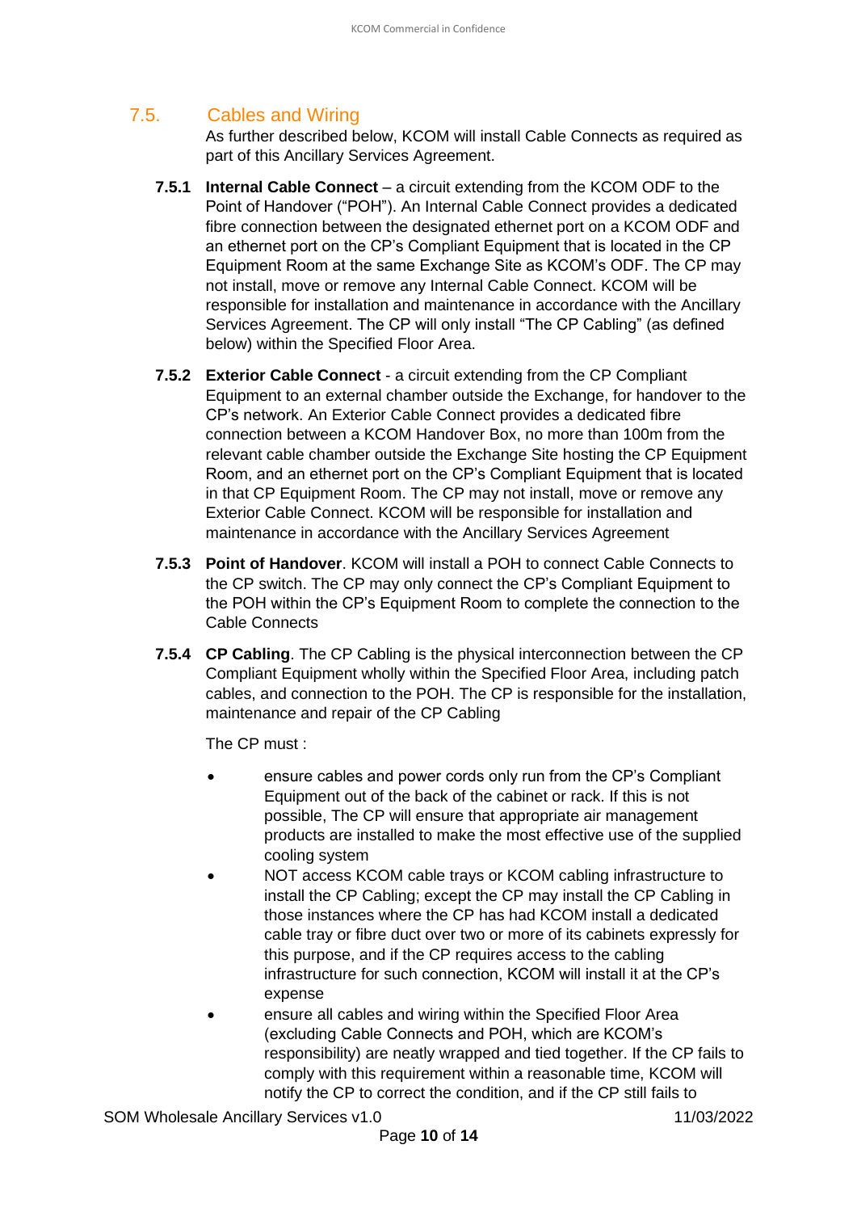## 7.5. Cables and Wiring

As further described below, KCOM will install Cable Connects as required as part of this Ancillary Services Agreement.

**7.5.1 Internal Cable Connect** – a circuit extending from the KCOM ODF to the Point of Handover ("POH"). An Internal Cable Connect provides a dedicated fibre connection between the designated ethernet port on a KCOM ODF and an ethernet port on the CP's Compliant Equipment that is located in the CP Equipment Room at the same Exchange Site as KCOM's ODF. The CP may not install, move or remove any Internal Cable Connect. KCOM will be responsible for installation and maintenance in accordance with the Ancillary Services Agreement. The CP will only install "The CP Cabling" (as defined below) within the Specified Floor Area.

**7.5.2 Exterior Cable Connect** - a circuit extending from the CP Compliant Equipment to an external chamber outside the Exchange, for handover to the CP's network. An Exterior Cable Connect provides a dedicated fibre connection between a KCOM Handover Box, no more than 100m from the relevant cable chamber outside the Exchange Site hosting the CP Equipment Room, and an ethernet port on the CP's Compliant Equipment that is located in that CP Equipment Room. The CP may not install, move or remove any Exterior Cable Connect. KCOM will be responsible for installation and maintenance in accordance with the Ancillary Services Agreement

**7.5.3 Point of Handover**. KCOM will install a POH to connect Cable Connects to the CP switch. The CP may only connect the CP's Compliant Equipment to the POH within the CP's Equipment Room to complete the connection to the Cable Connects

**7.5.4 CP Cabling**. The CP Cabling is the physical interconnection between the CP Compliant Equipment wholly within the Specified Floor Area, including patch cables, and connection to the POH. The CP is responsible for the installation, maintenance and repair of the CP Cabling

The CP must :

- ensure cables and power cords only run from the CP's Compliant Equipment out of the back of the cabinet or rack. If this is not possible, The CP will ensure that appropriate air management products are installed to make the most effective use of the supplied cooling system
- NOT access KCOM cable trays or KCOM cabling infrastructure to install the CP Cabling; except the CP may install the CP Cabling in those instances where the CP has had KCOM install a dedicated cable tray or fibre duct over two or more of its cabinets expressly for this purpose, and if the CP requires access to the cabling infrastructure for such connection, KCOM will install it at the CP's expense
- ensure all cables and wiring within the Specified Floor Area (excluding Cable Connects and POH, which are KCOM's responsibility) are neatly wrapped and tied together. If the CP fails to comply with this requirement within a reasonable time, KCOM will notify the CP to correct the condition, and if the CP still fails to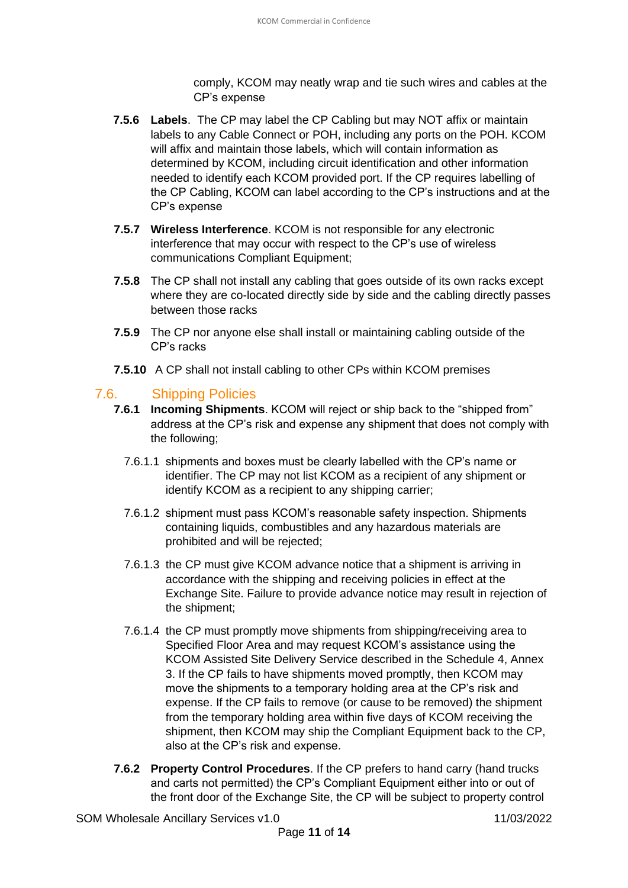comply, KCOM may neatly wrap and tie such wires and cables at the CP's expense

**7.5.6 Labels**. The CP may label the CP Cabling but may NOT affix or maintain labels to any Cable Connect or POH, including any ports on the POH. KCOM will affix and maintain those labels, which will contain information as determined by KCOM, including circuit identification and other information needed to identify each KCOM provided port. If the CP requires labelling of the CP Cabling, KCOM can label according to the CP's instructions and at the CP's expense

**7.5.7 Wireless Interference**. KCOM is not responsible for any electronic interference that may occur with respect to the CP's use of wireless communications Compliant Equipment;

**7.5.8** The CP shall not install any cabling that goes outside of its own racks except where they are co-located directly side by side and the cabling directly passes between those racks

**7.5.9** The CP nor anyone else shall install or maintaining cabling outside of the CP's racks

**7.5.10** A CP shall not install cabling to other CPs within KCOM premises

## 7.6. Shipping Policies

**7.6.1 Incoming Shipments**. KCOM will reject or ship back to the "shipped from" address at the CP's risk and expense any shipment that does not comply with the following;

7.6.1.1 shipments and boxes must be clearly labelled with the CP's name or identifier. The CP may not list KCOM as a recipient of any shipment or identify KCOM as a recipient to any shipping carrier;

7.6.1.2 shipment must pass KCOM's reasonable safety inspection. Shipments containing liquids, combustibles and any hazardous materials are prohibited and will be rejected;

7.6.1.3 the CP must give KCOM advance notice that a shipment is arriving in accordance with the shipping and receiving policies in effect at the Exchange Site. Failure to provide advance notice may result in rejection of the shipment;

7.6.1.4 the CP must promptly move shipments from shipping/receiving area to Specified Floor Area and may request KCOM's assistance using the KCOM Assisted Site Delivery Service described in the Schedule 4, Annex 3. If the CP fails to have shipments moved promptly, then KCOM may move the shipments to a temporary holding area at the CP's risk and expense. If the CP fails to remove (or cause to be removed) the shipment from the temporary holding area within five days of KCOM receiving the shipment, then KCOM may ship the Compliant Equipment back to the CP, also at the CP's risk and expense.

**7.6.2 Property Control Procedures**. If the CP prefers to hand carry (hand trucks and carts not permitted) the CP's Compliant Equipment either into or out of the front door of the Exchange Site, the CP will be subject to property control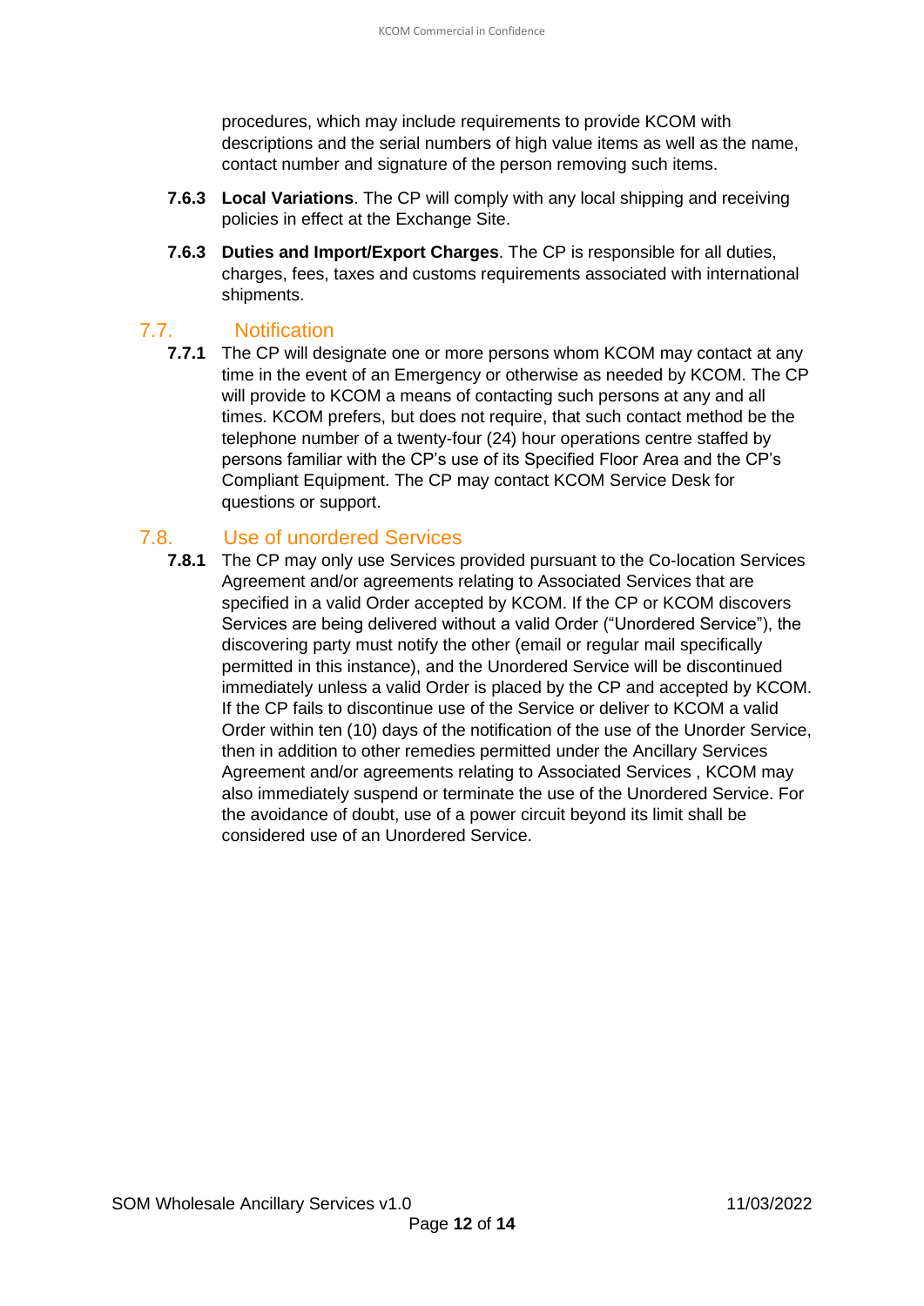procedures, which may include requirements to provide KCOM with descriptions and the serial numbers of high value items as well as the name, contact number and signature of the person removing such items.

**7.6.3** **Local Variations**. The CP will comply with any local shipping and receiving policies in effect at the Exchange Site.

**7.6.3** **Duties and Import/Export Charges**. The CP is responsible for all duties, charges, fees, taxes and customs requirements associated with international shipments.

## 7.7. Notification

**7.7.1** The CP will designate one or more persons whom KCOM may contact at any time in the event of an Emergency or otherwise as needed by KCOM. The CP will provide to KCOM a means of contacting such persons at any and all times. KCOM prefers, but does not require, that such contact method be the telephone number of a twenty-four (24) hour operations centre staffed by persons familiar with the CP's use of its Specified Floor Area and the CP's Compliant Equipment. The CP may contact KCOM Service Desk for questions or support.

## 7.8. Use of unordered Services

**7.8.1** The CP may only use Services provided pursuant to the Co-location Services Agreement and/or agreements relating to Associated Services that are specified in a valid Order accepted by KCOM. If the CP or KCOM discovers Services are being delivered without a valid Order ("Unordered Service"), the discovering party must notify the other (email or regular mail specifically permitted in this instance), and the Unordered Service will be discontinued immediately unless a valid Order is placed by the CP and accepted by KCOM. If the CP fails to discontinue use of the Service or deliver to KCOM a valid Order within ten (10) days of the notification of the use of the Unorder Service, then in addition to other remedies permitted under the Ancillary Services Agreement and/or agreements relating to Associated Services , KCOM may also immediately suspend or terminate the use of the Unordered Service. For the avoidance of doubt, use of a power circuit beyond its limit shall be considered use of an Unordered Service.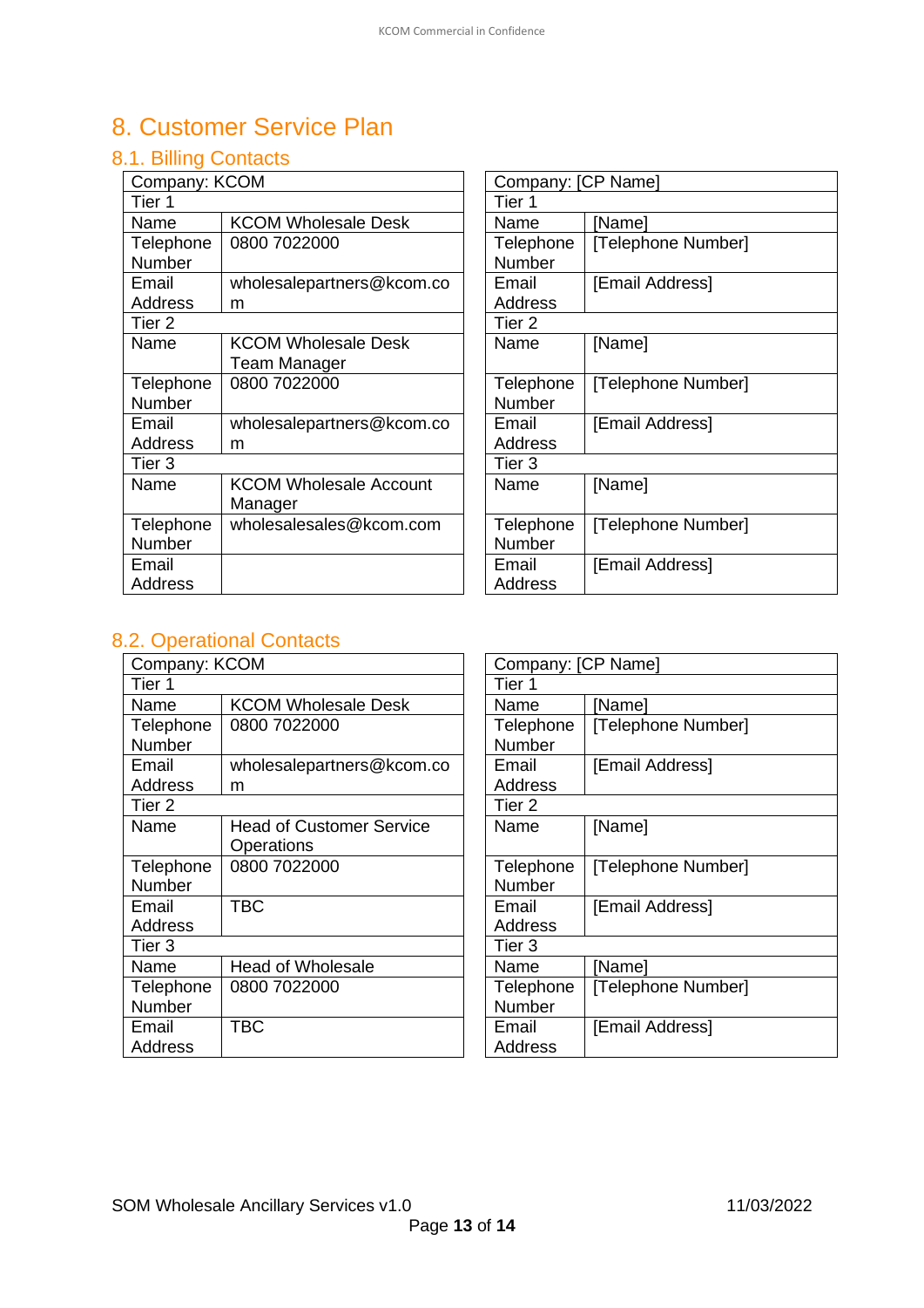# 8. Customer Service Plan

## 8.1. Billing Contacts

| Company: KCOM | |
|---|---|
| Tier 1 | |
| Name | KCOM Wholesale Desk |
| Telephone Number | 0800 7022000 |
| Email Address | wholesalepartners@kcom.com |
| Tier 2 | |
| Name | KCOM Wholesale Desk Team Manager |
| Telephone Number | 0800 7022000 |
| Email Address | wholesalepartners@kcom.com |
| Tier 3 | |
| Name | KCOM Wholesale Account Manager |
| Telephone Number | wholesalesales@kcom.com |
| Email Address | |

| Company: [CP Name] | |
|---|---|
| Tier 1 | |
| Name | [Name] |
| Telephone Number | [Telephone Number] |
| Email Address | [Email Address] |
| Tier 2 | |
| Name | [Name] |
| Telephone Number | [Telephone Number] |
| Email Address | [Email Address] |
| Tier 3 | |
| Name | [Name] |
| Telephone Number | [Telephone Number] |
| Email Address | [Email Address] |

## 8.2. Operational Contacts

| Company: KCOM | |
|---|---|
| Tier 1 | |
| Name | KCOM Wholesale Desk |
| Telephone Number | 0800 7022000 |
| Email Address | wholesalepartners@kcom.com |
| Tier 2 | |
| Name | Head of Customer Service Operations |
| Telephone Number | 0800 7022000 |
| Email Address | TBC |
| Tier 3 | |
| Name | Head of Wholesale |
| Telephone Number | 0800 7022000 |
| Email Address | TBC |

| Company: [CP Name] | |
|---|---|
| Tier 1 | |
| Name | [Name] |
| Telephone Number | [Telephone Number] |
| Email Address | [Email Address] |
| Tier 2 | |
| Name | [Name] |
| Telephone Number | [Telephone Number] |
| Email Address | [Email Address] |
| Tier 3 | |
| Name | [Name] |
| Telephone Number | [Telephone Number] |
| Email Address | [Email Address] |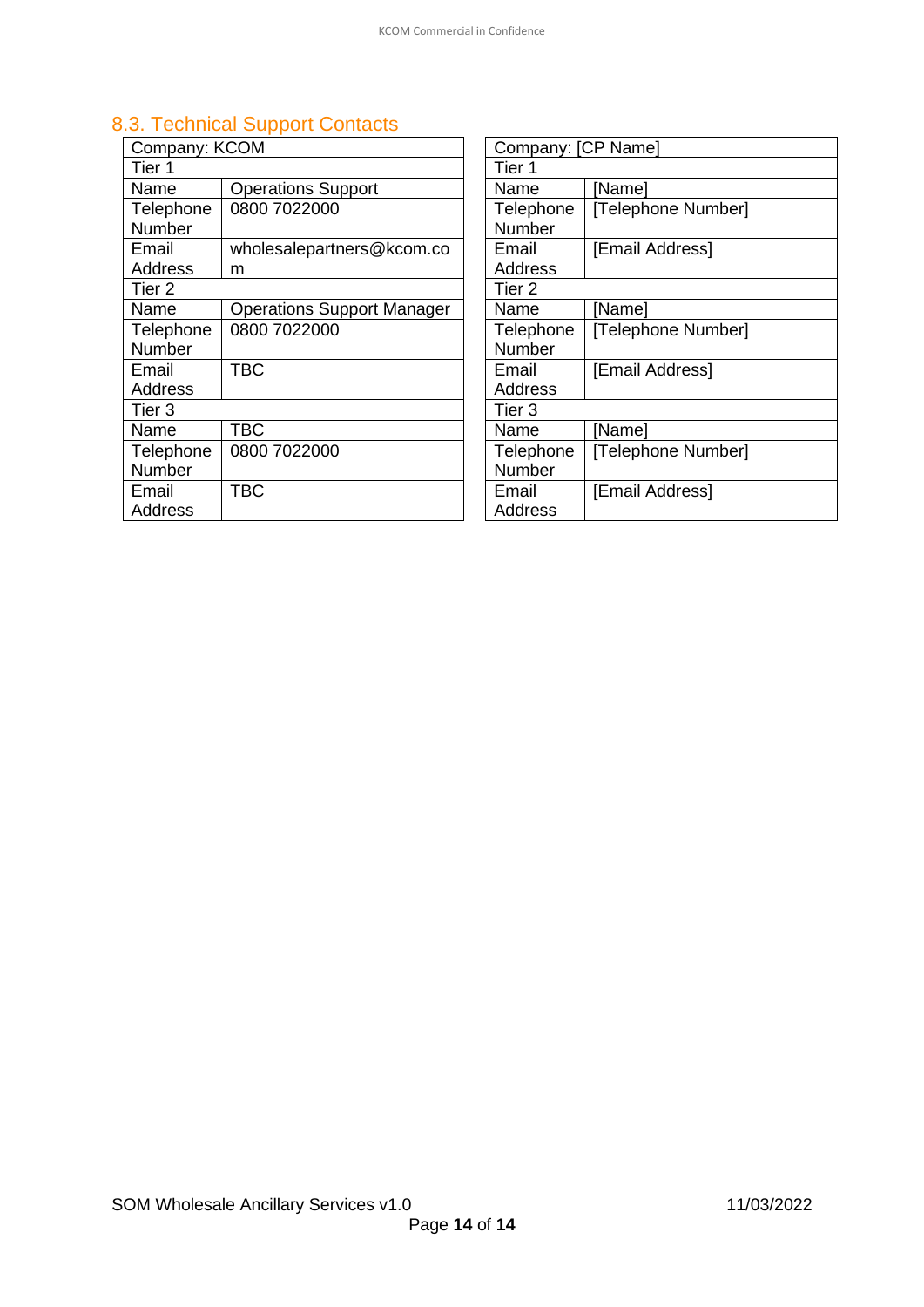## 8.3. Technical Support Contacts

| Company: KCOM | |
|---|---|
| Tier 1 | |
| Name | Operations Support |
| Telephone Number | 0800 7022000 |
| Email Address | wholesalepartners@kcom.com |
| Tier 2 | |
| Name | Operations Support Manager |
| Telephone Number | 0800 7022000 |
| Email Address | TBC |
| Tier 3 | |
| Name | TBC |
| Telephone Number | 0800 7022000 |
| Email Address | TBC |

| Company: [CP Name] | |
|---|---|
| Tier 1 | |
| Name | [Name] |
| Telephone Number | [Telephone Number] |
| Email Address | [Email Address] |
| Tier 2 | |
| Name | [Name] |
| Telephone Number | [Telephone Number] |
| Email Address | [Email Address] |
| Tier 3 | |
| Name | [Name] |
| Telephone Number | [Telephone Number] |
| Email Address | [Email Address] |